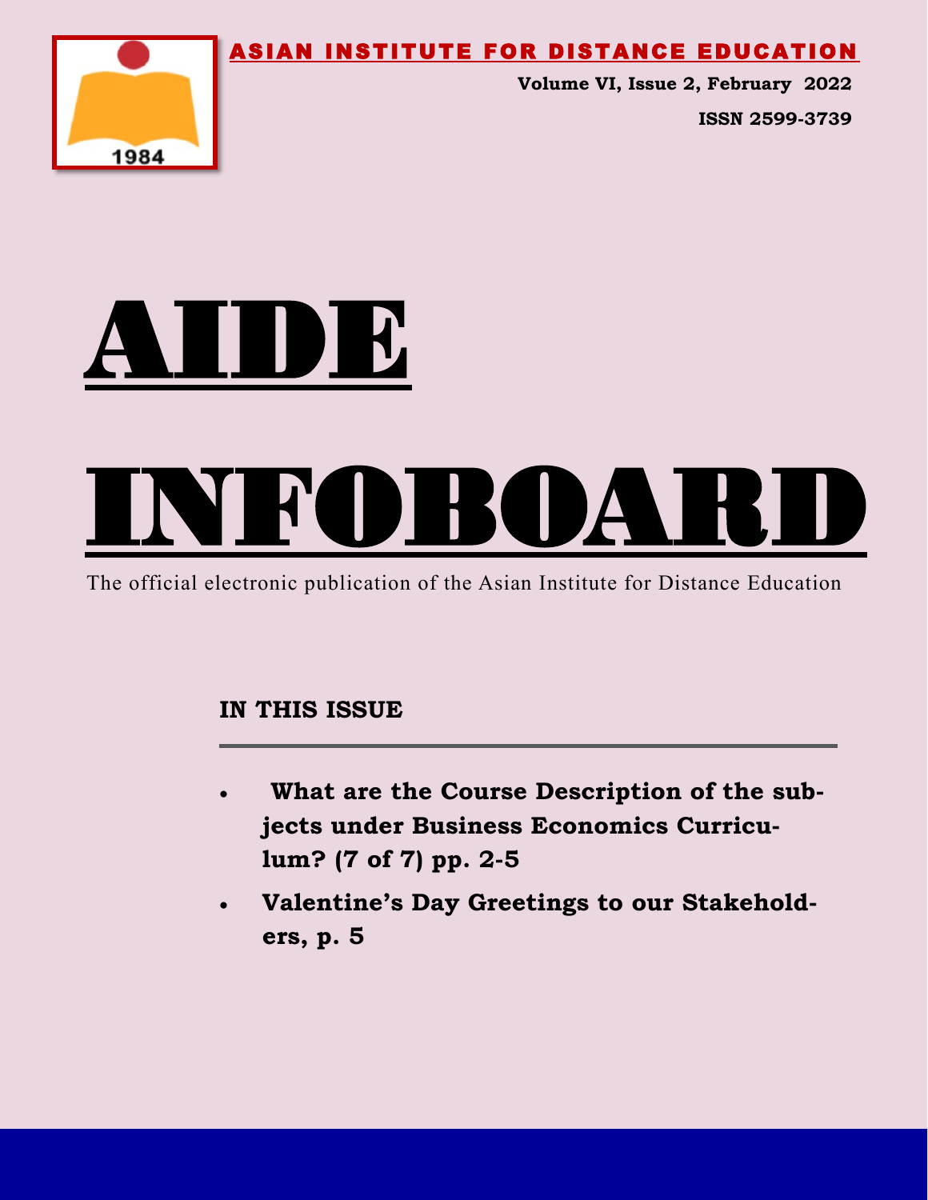**ASIAN INSTITUTE FOR DISTANCE EDUCATION**

**Volume VI, Issue 2, February 2022**

**ISSN 2599-3739**

# AIDE

# INFOBOARD

The official electronic publication of the Asian Institute for Distance Education

**IN THIS ISSUE**

- **What are the Course Description of the subjects under Business Economics Curriculum? (7 of 7) pp. 2-5**
- **Valentine's Day Greetings to our Stakeholders, p. 5**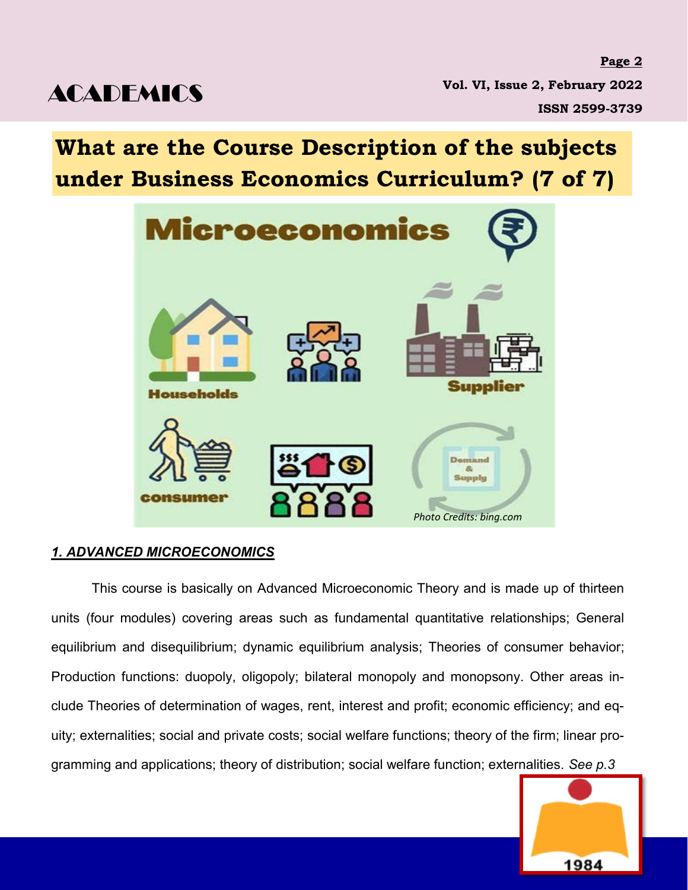# What are the Course Description of the subjects under Business Economics Curriculum? (7 of 7)

Photo Credits: bing.com

## *1. ADVANCED MICROECONOMICS*

This course is basically on Advanced Microeconomic Theory and is made up of thirteen units (four modules) covering areas such as fundamental quantitative relationships; General equilibrium and disequilibrium; dynamic equilibrium analysis; Theories of consumer behavior; Production functions: duopoly, oligopoly; bilateral monopoly and monopsony. Other areas include Theories of determination of wages, rent, interest and profit; economic efficiency; and equity; externalities; social and private costs; social welfare functions; theory of the firm; linear programming and applications; theory of distribution; social welfare function; externalities. *See p.3*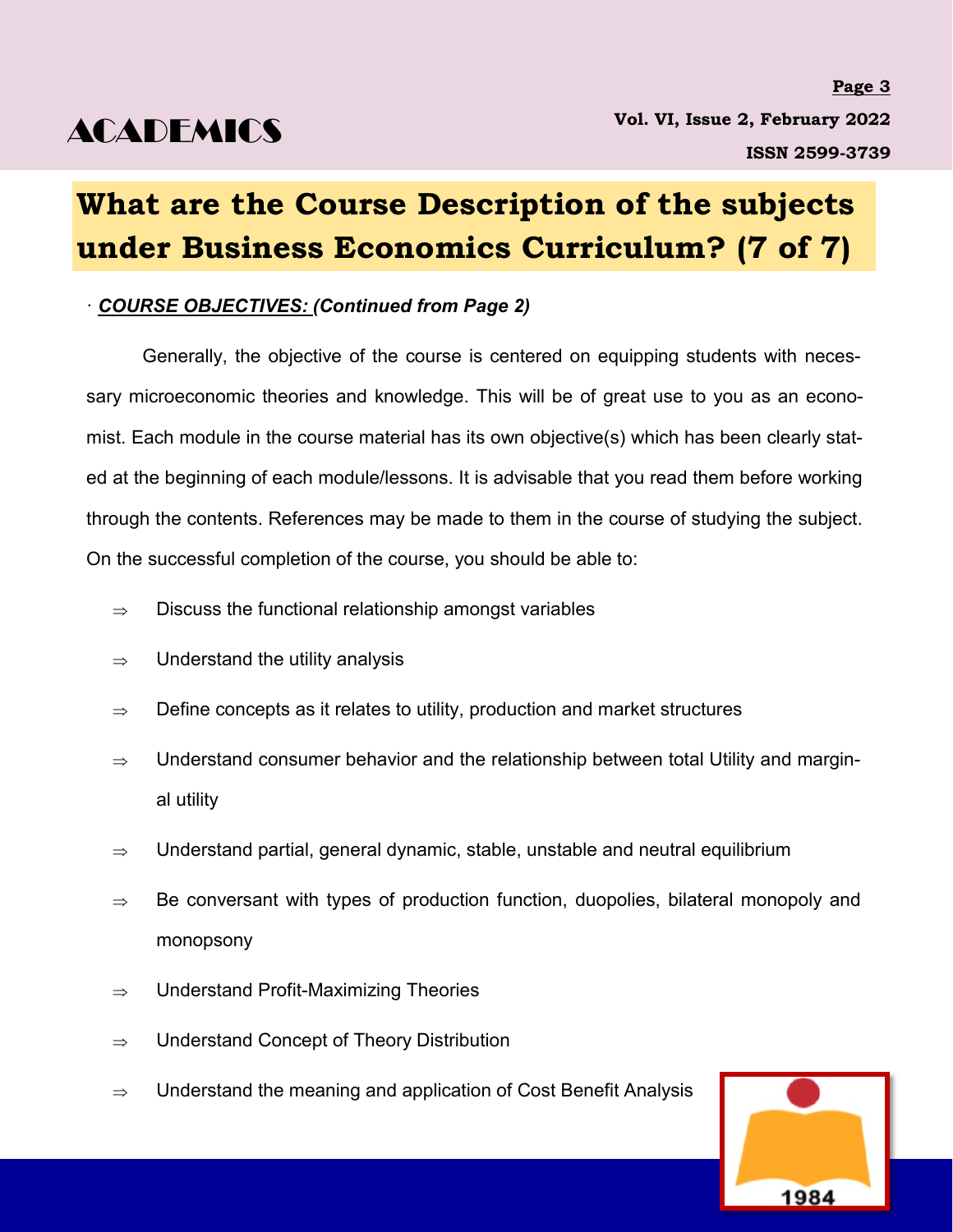# What are the Course Description of the subjects under Business Economics Curriculum? (7 of 7)

· ***COURSE OBJECTIVES:*** ***(Continued from Page 2)***

Generally, the objective of the course is centered on equipping students with necessary microeconomic theories and knowledge. This will be of great use to you as an economist. Each module in the course material has its own objective(s) which has been clearly stated at the beginning of each module/lessons. It is advisable that you read them before working through the contents. References may be made to them in the course of studying the subject. On the successful completion of the course, you should be able to:

- ⇒ Discuss the functional relationship amongst variables
- ⇒ Understand the utility analysis
- ⇒ Define concepts as it relates to utility, production and market structures
- ⇒ Understand consumer behavior and the relationship between total Utility and marginal utility
- ⇒ Understand partial, general dynamic, stable, unstable and neutral equilibrium
- ⇒ Be conversant with types of production function, duopolies, bilateral monopoly and monopsony
- ⇒ Understand Profit-Maximizing Theories
- ⇒ Understand Concept of Theory Distribution
- ⇒ Understand the meaning and application of Cost Benefit Analysis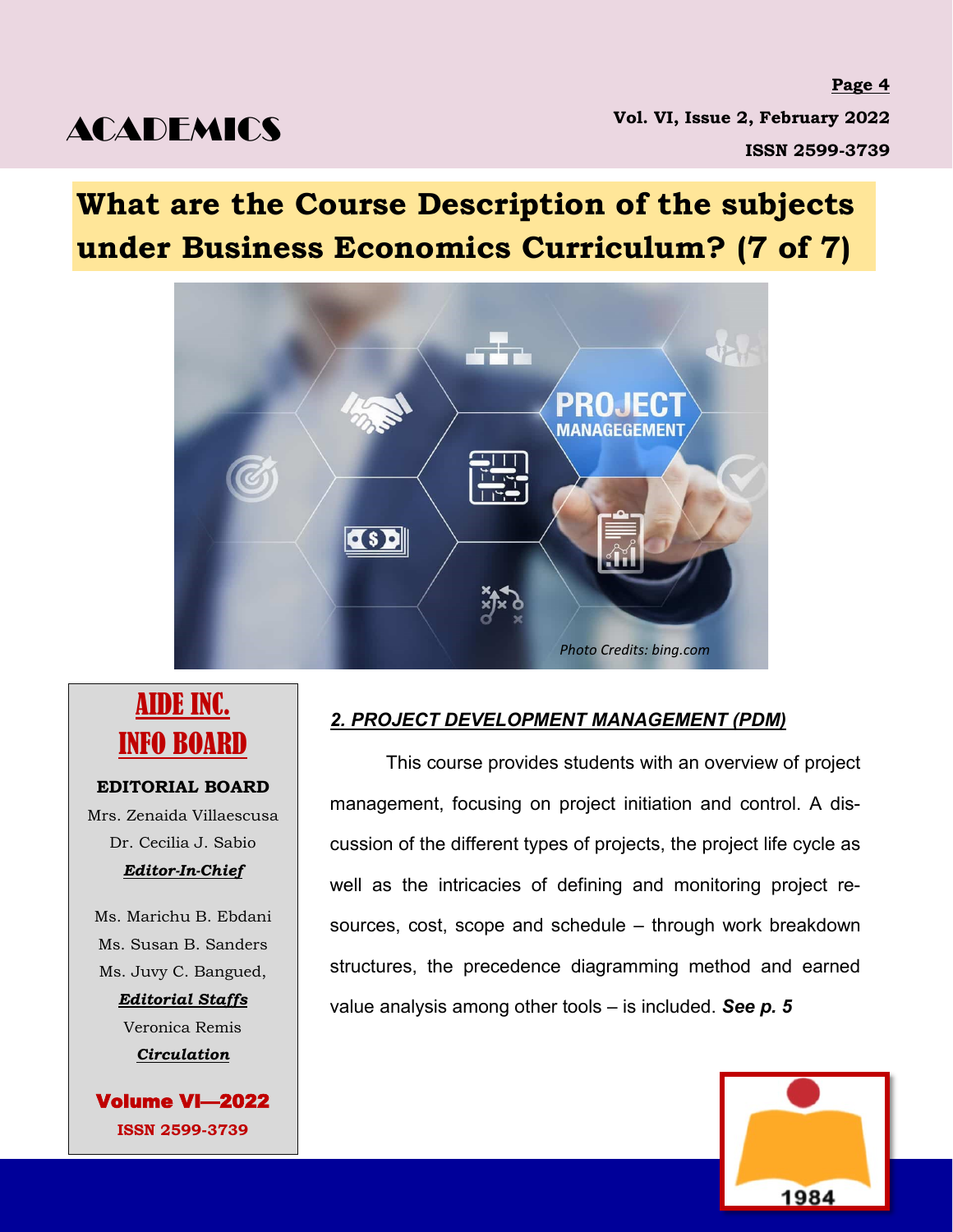## What are the Course Description of the subjects under Business Economics Curriculum? (7 of 7)

Photo Credits: bing.com

**AIDE INC. INFO BOARD**

**EDITORIAL BOARD**

Mrs. Zenaida Villaescusa
Dr. Cecilia J. Sabio
***Editor-In-Chief***

Ms. Marichu B. Ebdani
Ms. Susan B. Sanders
Ms. Juvy C. Bangued,
***Editorial Staffs***

Veronica Remis
***Circulation***

**Volume VI—2022**
**ISSN 2599-3739**

### *2. PROJECT DEVELOPMENT MANAGEMENT (PDM)*

This course provides students with an overview of project management, focusing on project initiation and control. A discussion of the different types of projects, the project life cycle as well as the intricacies of defining and monitoring project resources, cost, scope and schedule – through work breakdown structures, the precedence diagramming method and earned value analysis among other tools – is included. ***See p. 5***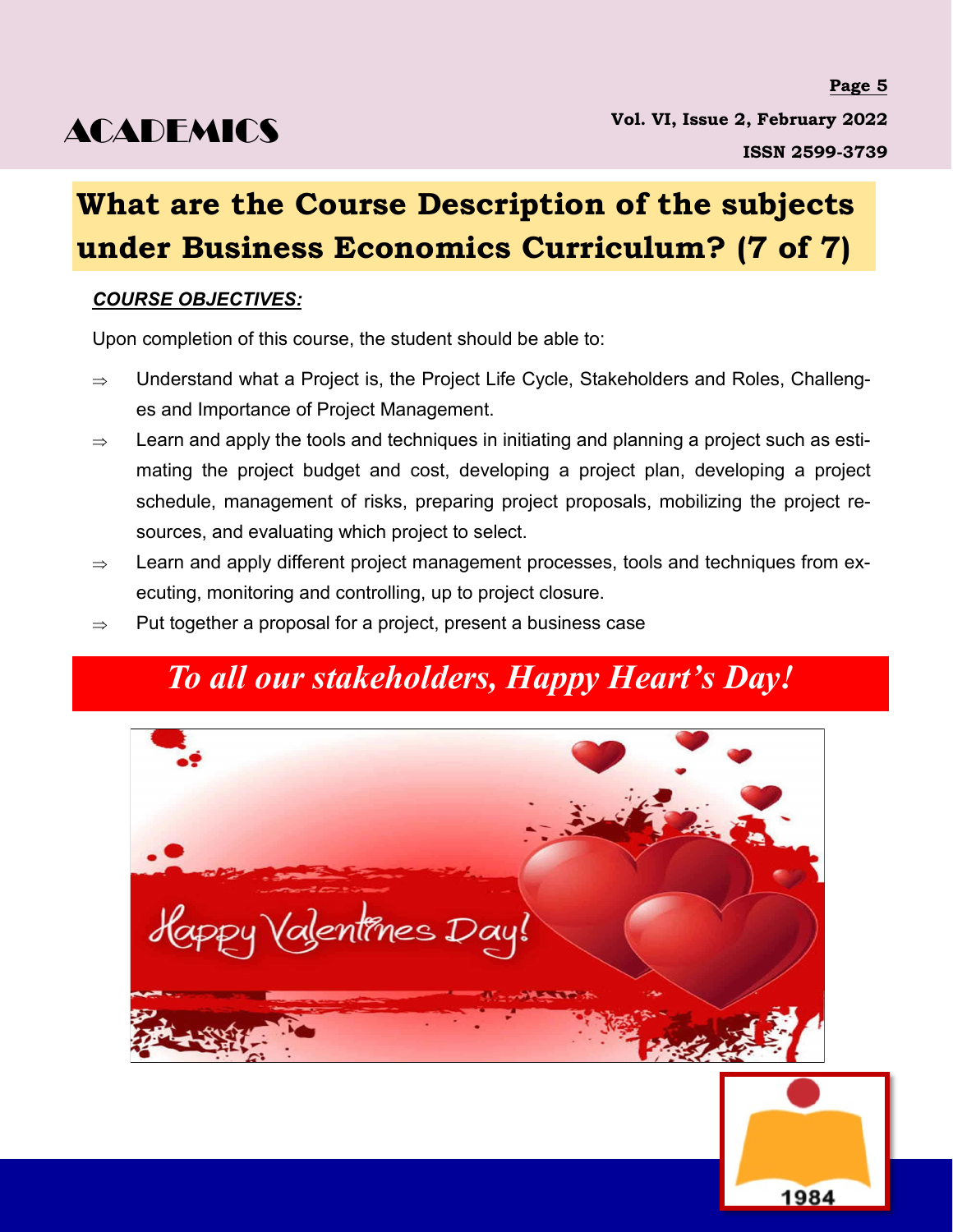# ACADEMICS

## What are the Course Description of the subjects under Business Economics Curriculum? (7 of 7)

***COURSE OBJECTIVES:***

Upon completion of this course, the student should be able to:

- ⇒ Understand what a Project is, the Project Life Cycle, Stakeholders and Roles, Challenges and Importance of Project Management.
- ⇒ Learn and apply the tools and techniques in initiating and planning a project such as estimating the project budget and cost, developing a project plan, developing a project schedule, management of risks, preparing project proposals, mobilizing the project resources, and evaluating which project to select.
- ⇒ Learn and apply different project management processes, tools and techniques from executing, monitoring and controlling, up to project closure.
- ⇒ Put together a proposal for a project, present a business case

***To all our stakeholders, Happy Heart's Day!***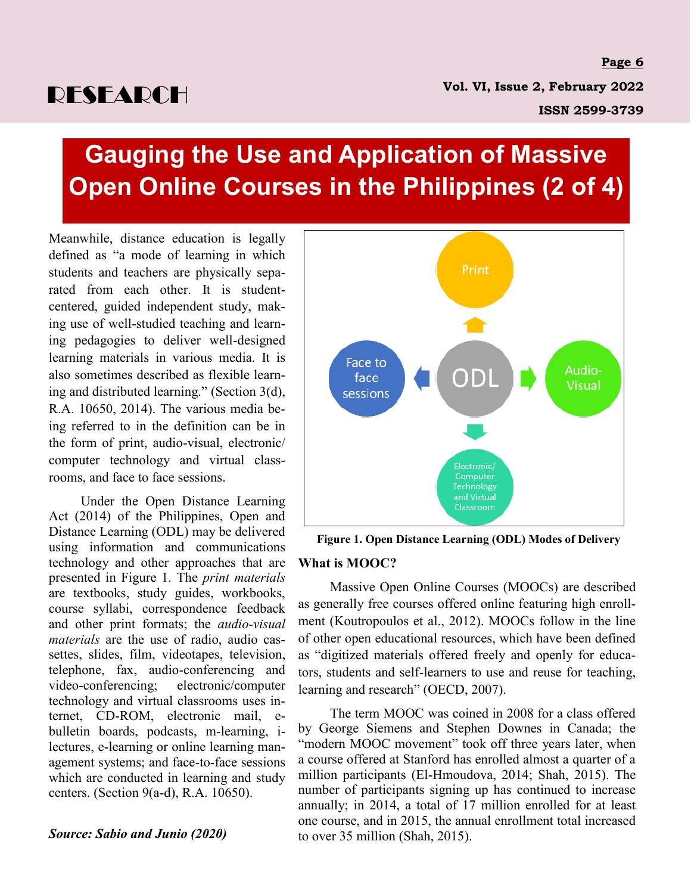# RESEARCH

# Gauging the Use and Application of Massive Open Online Courses in the Philippines (2 of 4)

Meanwhile, distance education is legally defined as "a mode of learning in which students and teachers are physically separated from each other. It is student-centered, guided independent study, making use of well-studied teaching and learning pedagogies to deliver well-designed learning materials in various media. It is also sometimes described as flexible learning and distributed learning." (Section 3(d), R.A. 10650, 2014). The various media being referred to in the definition can be in the form of print, audio-visual, electronic/ computer technology and virtual classrooms, and face to face sessions.

Under the Open Distance Learning Act (2014) of the Philippines, Open and Distance Learning (ODL) may be delivered using information and communications technology and other approaches that are presented in Figure 1. The *print materials* are textbooks, study guides, workbooks, course syllabi, correspondence feedback and other print formats; the *audio-visual materials* are the use of radio, audio cassettes, slides, film, videotapes, television, telephone, fax, audio-conferencing and video-conferencing; electronic/computer technology and virtual classrooms uses internet, CD-ROM, electronic mail, e-bulletin boards, podcasts, m-learning, i-lectures, e-learning or online learning management systems; and face-to-face sessions which are conducted in learning and study centers. (Section 9(a-d), R.A. 10650).

***Source: Sabio and Junio (2020)***

Print

Face to face sessions

ODL

Audio-Visual

Electronic/ Computer Technology and Virtual Classroom

**Figure 1. Open Distance Learning (ODL) Modes of Delivery**

**What is MOOC?**

Massive Open Online Courses (MOOCs) are described as generally free courses offered online featuring high enrollment (Koutropoulos et al., 2012). MOOCs follow in the line of other open educational resources, which have been defined as "digitized materials offered freely and openly for educators, students and self-learners to use and reuse for teaching, learning and research" (OECD, 2007).

The term MOOC was coined in 2008 for a class offered by George Siemens and Stephen Downes in Canada; the "modern MOOC movement" took off three years later, when a course offered at Stanford has enrolled almost a quarter of a million participants (El-Hmoudova, 2014; Shah, 2015). The number of participants signing up has continued to increase annually; in 2014, a total of 17 million enrolled for at least one course, and in 2015, the annual enrollment total increased to over 35 million (Shah, 2015).